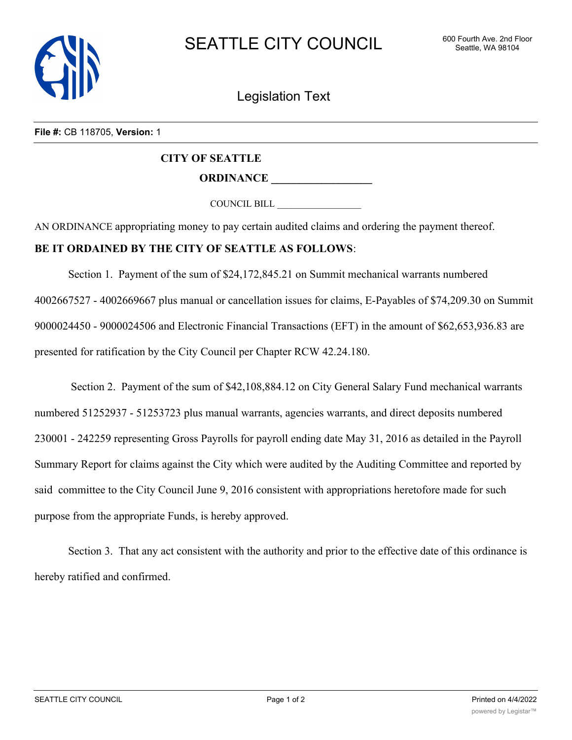# SEATTLE CITY COUNCIL

600 Fourth Ave. 2nd Floor
Seattle, WA 98104

## Legislation Text

**File #:** CB 118705, **Version:** 1

**CITY OF SEATTLE**

**ORDINANCE \_\_\_\_\_\_\_\_\_\_\_\_\_\_\_\_\_\_**

COUNCIL BILL \_\_\_\_\_\_\_\_\_\_\_\_\_\_\_\_\_\_

AN ORDINANCE appropriating money to pay certain audited claims and ordering the payment thereof.

**BE IT ORDAINED BY THE CITY OF SEATTLE AS FOLLOWS**:

Section 1. Payment of the sum of $24,172,845.21 on Summit mechanical warrants numbered 4002667527 - 4002669667 plus manual or cancellation issues for claims, E-Payables of $74,209.30 on Summit 9000024450 - 9000024506 and Electronic Financial Transactions (EFT) in the amount of $62,653,936.83 are presented for ratification by the City Council per Chapter RCW 42.24.180.

Section 2. Payment of the sum of $42,108,884.12 on City General Salary Fund mechanical warrants numbered 51252937 - 51253723 plus manual warrants, agencies warrants, and direct deposits numbered 230001 - 242259 representing Gross Payrolls for payroll ending date May 31, 2016 as detailed in the Payroll Summary Report for claims against the City which were audited by the Auditing Committee and reported by said committee to the City Council June 9, 2016 consistent with appropriations heretofore made for such purpose from the appropriate Funds, is hereby approved.

Section 3. That any act consistent with the authority and prior to the effective date of this ordinance is hereby ratified and confirmed.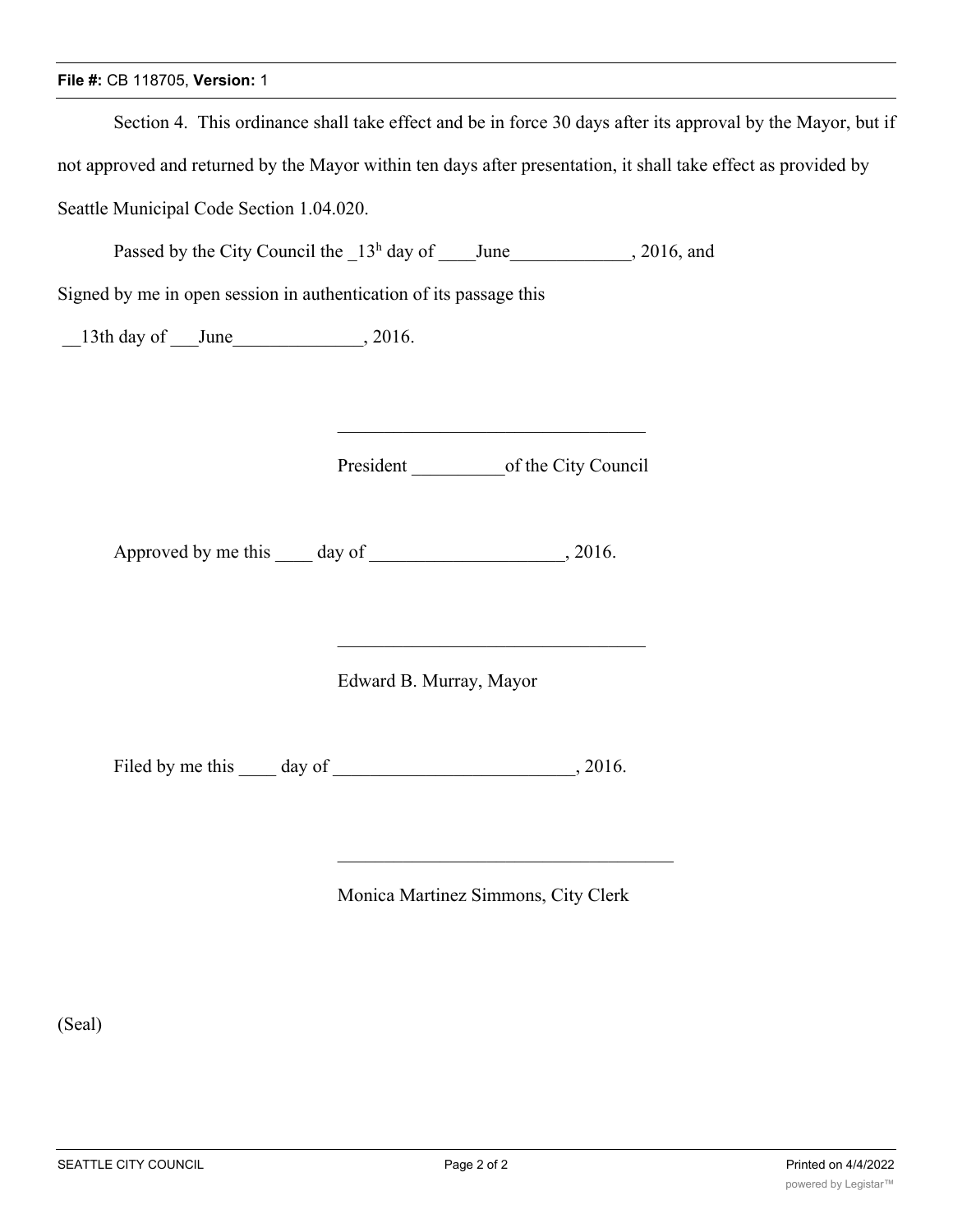Section 4. This ordinance shall take effect and be in force 30 days after its approval by the Mayor, but if not approved and returned by the Mayor within ten days after presentation, it shall take effect as provided by Seattle Municipal Code Section 1.04.020.

Passed by the City Council the _13[h] day of ____June_____________, 2016, and

Signed by me in open session in authentication of its passage this

__13th day of ___June______________, 2016.

____________________________________

President __________of the City Council

Approved by me this ____ day of _____________________, 2016.

____________________________________

Edward B. Murray, Mayor

Filed by me this ____ day of __________________________, 2016.

______________________________________

Monica Martinez Simmons, City Clerk

(Seal)